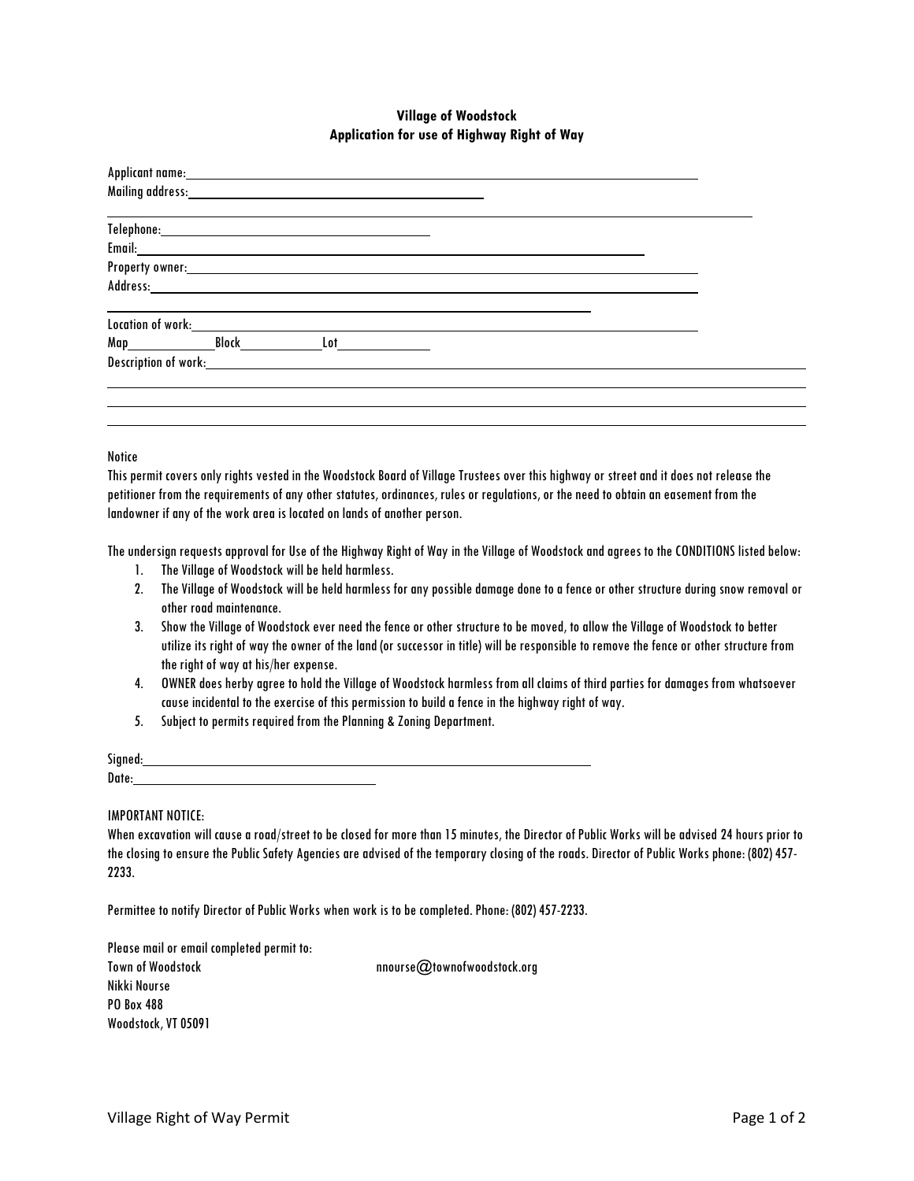# Village of Woodstock
## Application for use of Highway Right of Way

Applicant name: \_\_\_\_\_\_\_\_\_\_\_\_\_\_\_\_\_\_\_\_\_\_\_\_\_\_\_\_\_\_\_\_\_\_\_\_\_\_\_\_

Mailing address: \_\_\_\_\_\_\_\_\_\_\_\_\_\_\_\_\_\_\_\_\_\_\_\_\_\_\_\_\_\_\_\_\_\_\_\_\_\_\_\_

\_\_\_\_\_\_\_\_\_\_\_\_\_\_\_\_\_\_\_\_\_\_\_\_\_\_\_\_\_\_\_\_\_\_\_\_\_\_\_\_\_\_\_\_\_\_\_\_\_\_\_\_\_\_\_\_

Telephone: \_\_\_\_\_\_\_\_\_\_\_\_\_\_\_\_\_\_\_\_\_\_\_\_\_\_\_\_\_\_

Email: \_\_\_\_\_\_\_\_\_\_\_\_\_\_\_\_\_\_\_\_\_\_\_\_\_\_\_\_\_\_\_\_\_\_\_\_\_\_\_\_\_\_\_\_\_\_

Property owner: \_\_\_\_\_\_\_\_\_\_\_\_\_\_\_\_\_\_\_\_\_\_\_\_\_\_\_\_\_\_\_\_\_\_\_\_\_\_\_\_

Address: \_\_\_\_\_\_\_\_\_\_\_\_\_\_\_\_\_\_\_\_\_\_\_\_\_\_\_\_\_\_\_\_\_\_\_\_\_\_\_\_\_\_\_\_\_\_

\_\_\_\_\_\_\_\_\_\_\_\_\_\_\_\_\_\_\_\_\_\_\_\_\_\_\_\_\_\_\_\_\_\_\_\_\_\_\_\_\_\_\_\_\_\_

Location of work: \_\_\_\_\_\_\_\_\_\_\_\_\_\_\_\_\_\_\_\_\_\_\_\_\_\_\_\_\_\_\_\_\_\_\_\_\_\_\_\_

Map \_\_\_\_\_\_\_\_\_\_ Block \_\_\_\_\_\_\_\_\_\_ Lot \_\_\_\_\_\_\_\_\_\_

Description of work: \_\_\_\_\_\_\_\_\_\_\_\_\_\_\_\_\_\_\_\_\_\_\_\_\_\_\_\_\_\_\_\_\_\_\_\_\_\_\_\_\_\_\_\_\_\_\_\_

\_\_\_\_\_\_\_\_\_\_\_\_\_\_\_\_\_\_\_\_\_\_\_\_\_\_\_\_\_\_\_\_\_\_\_\_\_\_\_\_\_\_\_\_\_\_\_\_\_\_\_\_\_\_\_\_\_\_\_\_\_\_\_\_

\_\_\_\_\_\_\_\_\_\_\_\_\_\_\_\_\_\_\_\_\_\_\_\_\_\_\_\_\_\_\_\_\_\_\_\_\_\_\_\_\_\_\_\_\_\_\_\_\_\_\_\_\_\_\_\_\_\_\_\_\_\_\_\_

\_\_\_\_\_\_\_\_\_\_\_\_\_\_\_\_\_\_\_\_\_\_\_\_\_\_\_\_\_\_\_\_\_\_\_\_\_\_\_\_\_\_\_\_\_\_\_\_\_\_\_\_\_\_\_\_\_\_\_\_\_\_\_\_

Notice

This permit covers only rights vested in the Woodstock Board of Village Trustees over this highway or street and it does not release the petitioner from the requirements of any other statutes, ordinances, rules or regulations, or the need to obtain an easement from the landowner if any of the work area is located on lands of another person.

The undersign requests approval for Use of the Highway Right of Way in the Village of Woodstock and agrees to the CONDITIONS listed below:

1. The Village of Woodstock will be held harmless.
2. The Village of Woodstock will be held harmless for any possible damage done to a fence or other structure during snow removal or other road maintenance.
3. Show the Village of Woodstock ever need the fence or other structure to be moved, to allow the Village of Woodstock to better utilize its right of way the owner of the land (or successor in title) will be responsible to remove the fence or other structure from the right of way at his/her expense.
4. OWNER does herby agree to hold the Village of Woodstock harmless from all claims of third parties for damages from whatsoever cause incidental to the exercise of this permission to build a fence in the highway right of way.
5. Subject to permits required from the Planning & Zoning Department.

Signed: \_\_\_\_\_\_\_\_\_\_\_\_\_\_\_\_\_\_\_\_\_\_\_\_\_\_\_\_\_\_\_\_\_\_\_\_\_\_\_\_

Date: \_\_\_\_\_\_\_\_\_\_\_\_\_\_\_\_\_\_\_\_\_\_\_\_

IMPORTANT NOTICE:

When excavation will cause a road/street to be closed for more than 15 minutes, the Director of Public Works will be advised 24 hours prior to the closing to ensure the Public Safety Agencies are advised of the temporary closing of the roads. Director of Public Works phone: (802) 457-2233.

Permittee to notify Director of Public Works when work is to be completed. Phone: (802) 457-2233.

Please mail or email completed permit to:

Town of Woodstock  
Nikki Nourse  
PO Box 488  
Woodstock, VT 05091

nnourse@townofwoodstock.org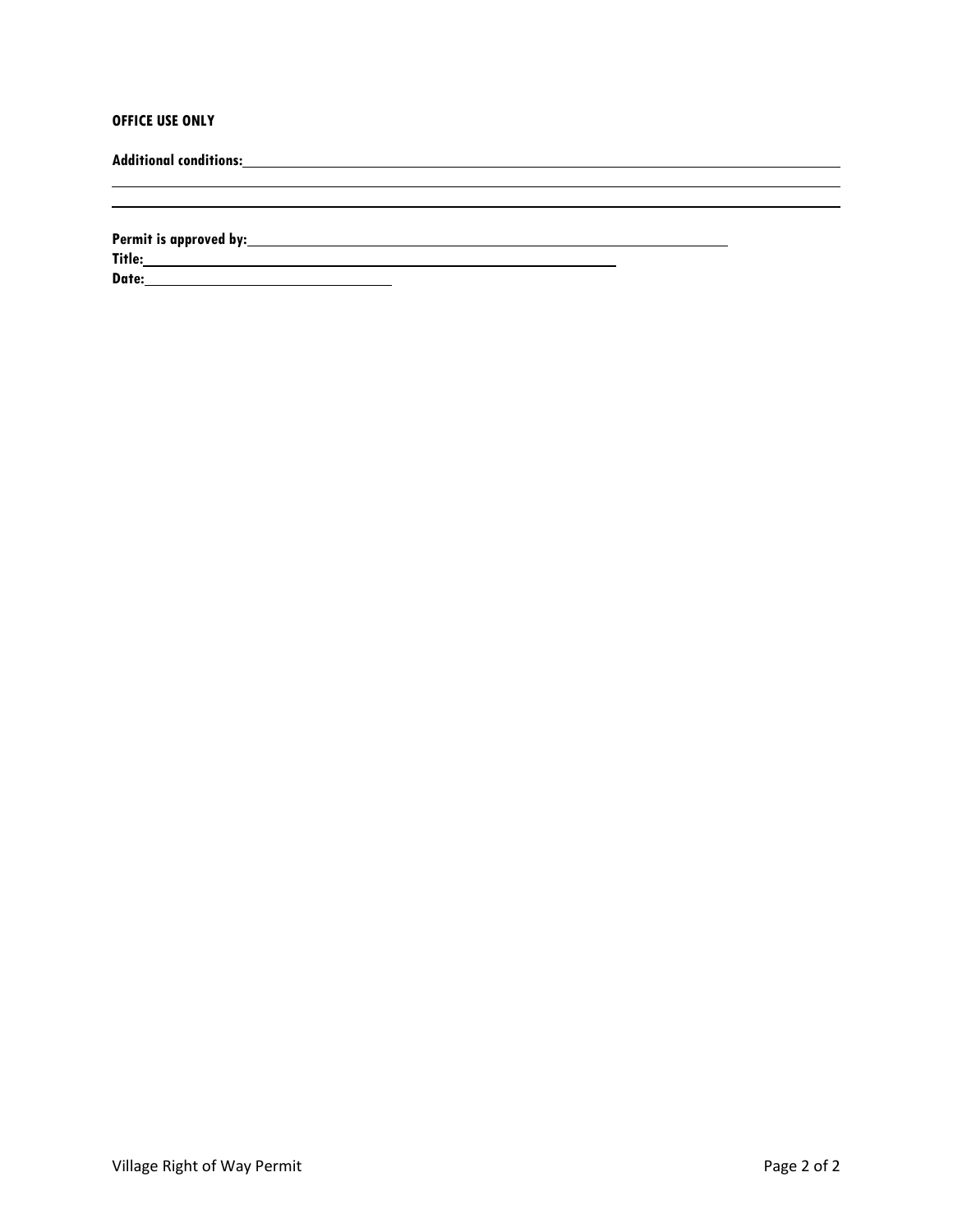**OFFICE USE ONLY**

**Additional conditions:** \_\_\_\_\_\_\_\_\_\_\_\_\_\_\_\_\_\_\_\_\_\_\_\_\_\_\_\_\_\_\_\_\_\_\_\_\_\_\_\_\_\_\_\_\_\_\_\_\_\_\_\_\_\_\_\_\_\_\_\_\_\_\_\_\_\_\_\_\_\_

\_\_\_\_\_\_\_\_\_\_\_\_\_\_\_\_\_\_\_\_\_\_\_\_\_\_\_\_\_\_\_\_\_\_\_\_\_\_\_\_\_\_\_\_\_\_\_\_\_\_\_\_\_\_\_\_\_\_\_\_\_\_\_\_\_\_\_\_\_\_\_\_\_\_\_\_\_\_\_\_\_\_\_\_\_\_\_\_

\_\_\_\_\_\_\_\_\_\_\_\_\_\_\_\_\_\_\_\_\_\_\_\_\_\_\_\_\_\_\_\_\_\_\_\_\_\_\_\_\_\_\_\_\_\_\_\_\_\_\_\_\_\_\_\_\_\_\_\_\_\_\_\_\_\_\_\_\_\_\_\_\_\_\_\_\_\_\_\_\_\_\_\_\_\_\_\_

**Permit is approved by:** \_\_\_\_\_\_\_\_\_\_\_\_\_\_\_\_\_\_\_\_\_\_\_\_\_\_\_\_\_\_\_\_\_\_\_\_\_\_\_\_\_\_\_\_\_\_\_\_\_\_\_\_\_\_\_\_

**Title:** \_\_\_\_\_\_\_\_\_\_\_\_\_\_\_\_\_\_\_\_\_\_\_\_\_\_\_\_\_\_\_\_\_\_\_\_\_\_\_\_\_\_\_\_\_\_\_\_\_\_\_\_\_\_\_\_

**Date:** \_\_\_\_\_\_\_\_\_\_\_\_\_\_\_\_\_\_\_\_\_\_\_\_\_\_\_\_\_\_